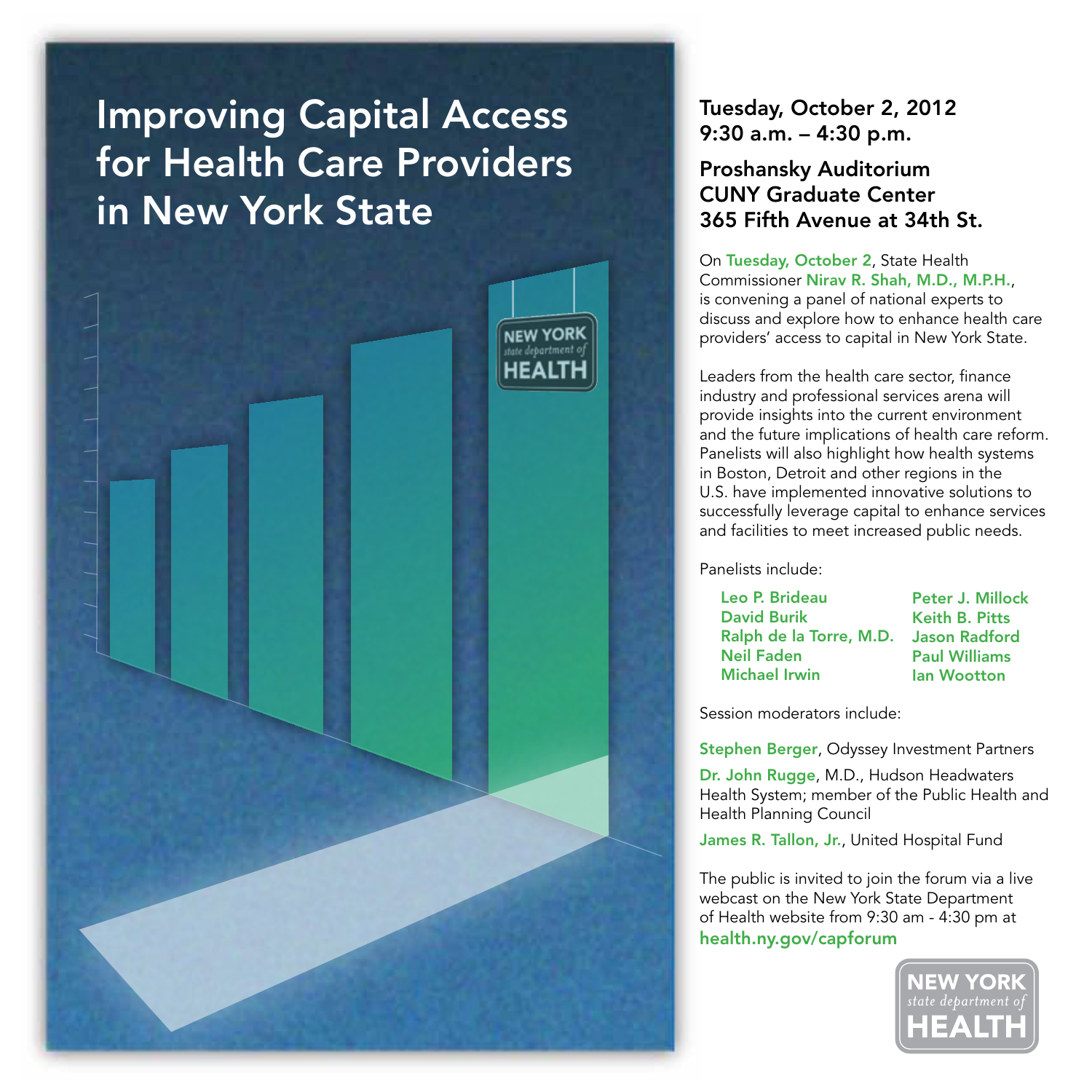# Improving Capital Access for Health Care Providers in New York State

**Tuesday, October 2, 2012**
**9:30 a.m. – 4:30 p.m.**

**Proshansky Auditorium**
**CUNY Graduate Center**
**365 Fifth Avenue at 34th St.**

On **Tuesday, October 2**, State Health Commissioner **Nirav R. Shah, M.D., M.P.H.**, is convening a panel of national experts to discuss and explore how to enhance health care providers' access to capital in New York State.

Leaders from the health care sector, finance industry and professional services arena will provide insights into the current environment and the future implications of health care reform. Panelists will also highlight how health systems in Boston, Detroit and other regions in the U.S. have implemented innovative solutions to successfully leverage capital to enhance services and facilities to meet increased public needs.

Panelists include:

- **Leo P. Brideau**
- **David Burik**
- **Ralph de la Torre, M.D.**
- **Neil Faden**
- **Michael Irwin**
- **Peter J. Millock**
- **Keith B. Pitts**
- **Jason Radford**
- **Paul Williams**
- **Ian Wootton**

Session moderators include:

**Stephen Berger**, Odyssey Investment Partners

**Dr. John Rugge**, M.D., Hudson Headwaters Health System; member of the Public Health and Health Planning Council

**James R. Tallon, Jr.**, United Hospital Fund

The public is invited to join the forum via a live webcast on the New York State Department of Health website from 9:30 am - 4:30 pm at **health.ny.gov/capforum**

NEW YORK state department of HEALTH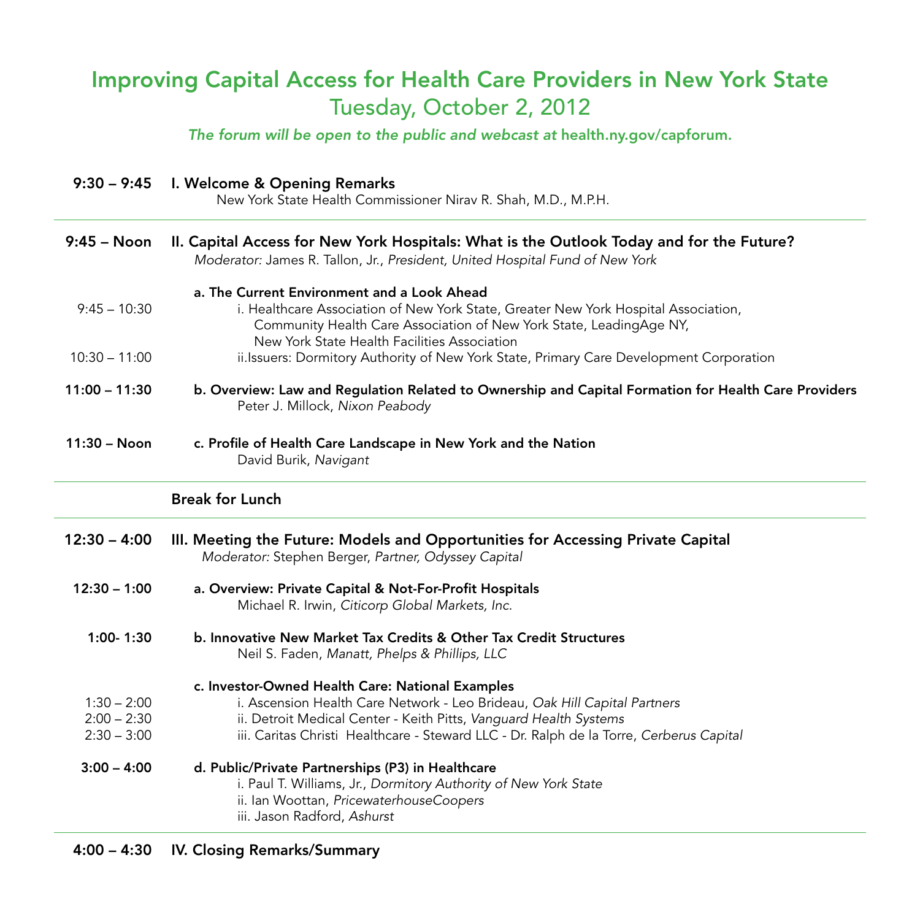# Improving Capital Access for Health Care Providers in New York State

## Tuesday, October 2, 2012

*The forum will be open to the public and webcast at* **health.ny.gov/capforum.**

**9:30 – 9:45** **I. Welcome & Opening Remarks**

New York State Health Commissioner Nirav R. Shah, M.D., M.P.H.

---

**9:45 – Noon** **II. Capital Access for New York Hospitals: What is the Outlook Today and for the Future?**

*Moderator:* James R. Tallon, Jr., *President, United Hospital Fund of New York*

**a. The Current Environment and a Look Ahead**

9:45 – 10:30 i. Healthcare Association of New York State, Greater New York Hospital Association, Community Health Care Association of New York State, LeadingAge NY, New York State Health Facilities Association

10:30 – 11:00 ii.Issuers: Dormitory Authority of New York State, Primary Care Development Corporation

**11:00 – 11:30** **b. Overview: Law and Regulation Related to Ownership and Capital Formation for Health Care Providers**

Peter J. Millock, *Nixon Peabody*

**11:30 – Noon** **c. Profile of Health Care Landscape in New York and the Nation**

David Burik, *Navigant*

---

**Break for Lunch**

---

**12:30 – 4:00** **III. Meeting the Future: Models and Opportunities for Accessing Private Capital**

*Moderator:* Stephen Berger, *Partner, Odyssey Capital*

**12:30 – 1:00** **a. Overview: Private Capital & Not-For-Profit Hospitals**

Michael R. Irwin, *Citicorp Global Markets, Inc.*

**1:00- 1:30** **b. Innovative New Market Tax Credits & Other Tax Credit Structures**

Neil S. Faden, *Manatt, Phelps & Phillips, LLC*

**c. Investor-Owned Health Care: National Examples**

1:30 – 2:00 i. Ascension Health Care Network - Leo Brideau, *Oak Hill Capital Partners*

2:00 – 2:30 ii. Detroit Medical Center - Keith Pitts, *Vanguard Health Systems*

2:30 – 3:00 iii. Caritas Christi Healthcare - Steward LLC - Dr. Ralph de la Torre, *Cerberus Capital*

**3:00 – 4:00** **d. Public/Private Partnerships (P3) in Healthcare**

i. Paul T. Williams, Jr., *Dormitory Authority of New York State*

ii. Ian Woottan, *PricewaterhouseCoopers*

iii. Jason Radford, *Ashurst*

---

**4:00 – 4:30** **IV. Closing Remarks/Summary**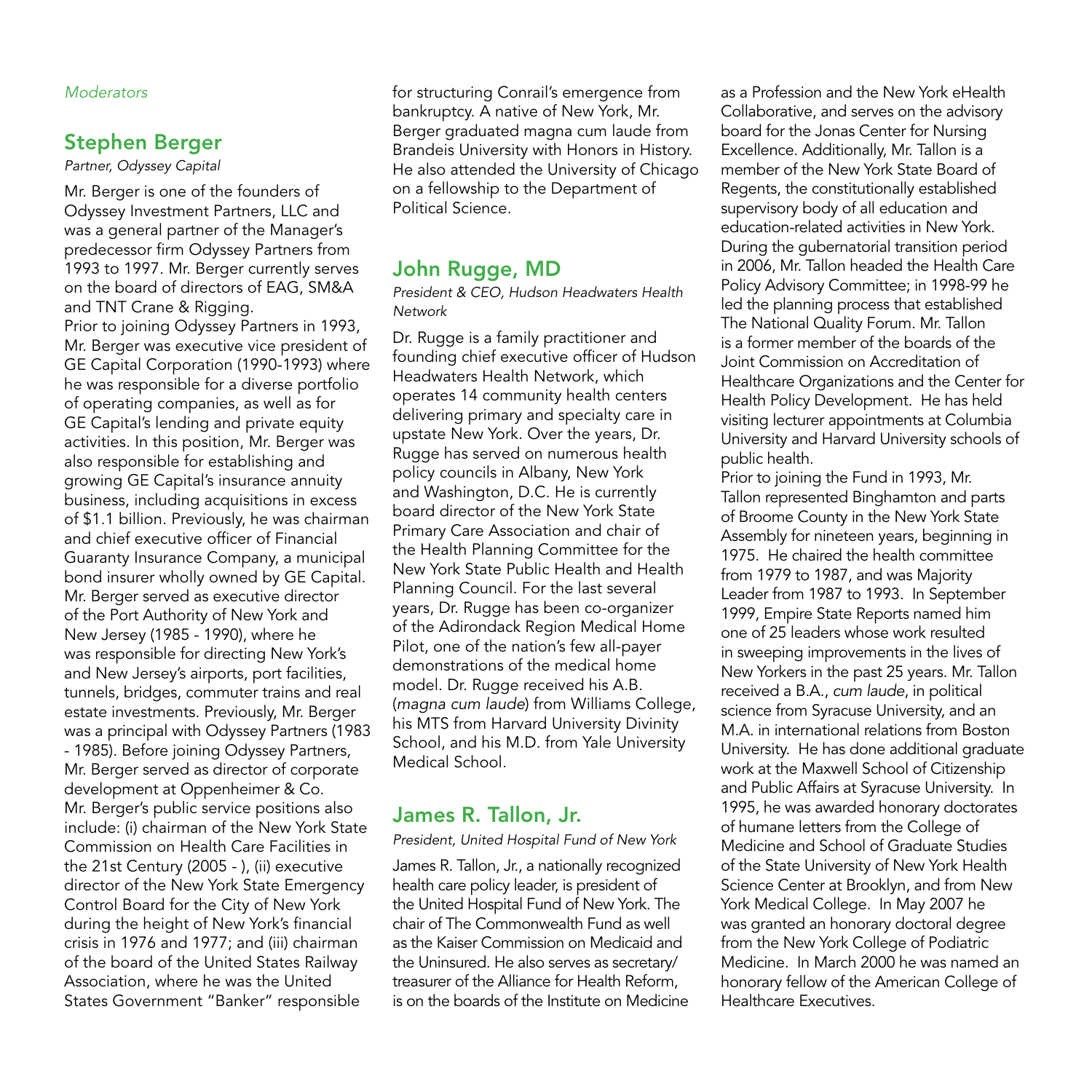*Moderators*

## Stephen Berger

*Partner, Odyssey Capital*

Mr. Berger is one of the founders of Odyssey Investment Partners, LLC and was a general partner of the Manager's predecessor firm Odyssey Partners from 1993 to 1997. Mr. Berger currently serves on the board of directors of EAG, SM&A and TNT Crane & Rigging.

Prior to joining Odyssey Partners in 1993, Mr. Berger was executive vice president of GE Capital Corporation (1990-1993) where he was responsible for a diverse portfolio of operating companies, as well as for GE Capital's lending and private equity activities. In this position, Mr. Berger was also responsible for establishing and growing GE Capital's insurance annuity business, including acquisitions in excess of $1.1 billion. Previously, he was chairman and chief executive officer of Financial Guaranty Insurance Company, a municipal bond insurer wholly owned by GE Capital. Mr. Berger served as executive director of the Port Authority of New York and New Jersey (1985 - 1990), where he was responsible for directing New York's and New Jersey's airports, port facilities, tunnels, bridges, commuter trains and real estate investments. Previously, Mr. Berger was a principal with Odyssey Partners (1983 - 1985). Before joining Odyssey Partners, Mr. Berger served as director of corporate development at Oppenheimer & Co.

Mr. Berger's public service positions also include: (i) chairman of the New York State Commission on Health Care Facilities in the 21st Century (2005 - ), (ii) executive director of the New York State Emergency Control Board for the City of New York during the height of New York's financial crisis in 1976 and 1977; and (iii) chairman of the board of the United States Railway Association, where he was the United States Government "Banker" responsible for structuring Conrail's emergence from bankruptcy. A native of New York, Mr. Berger graduated magna cum laude from Brandeis University with Honors in History. He also attended the University of Chicago on a fellowship to the Department of Political Science.

## John Rugge, MD

*President & CEO, Hudson Headwaters Health Network*

Dr. Rugge is a family practitioner and founding chief executive officer of Hudson Headwaters Health Network, which operates 14 community health centers delivering primary and specialty care in upstate New York. Over the years, Dr. Rugge has served on numerous health policy councils in Albany, New York and Washington, D.C. He is currently board director of the New York State Primary Care Association and chair of the Health Planning Committee for the New York State Public Health and Health Planning Council. For the last several years, Dr. Rugge has been co-organizer of the Adirondack Region Medical Home Pilot, one of the nation's few all-payer demonstrations of the medical home model. Dr. Rugge received his A.B. (*magna cum laude*) from Williams College, his MTS from Harvard University Divinity School, and his M.D. from Yale University Medical School.

## James R. Tallon, Jr.

*President, United Hospital Fund of New York*

James R. Tallon, Jr., a nationally recognized health care policy leader, is president of the United Hospital Fund of New York. The chair of The Commonwealth Fund as well as the Kaiser Commission on Medicaid and the Uninsured. He also serves as secretary/treasurer of the Alliance for Health Reform, is on the boards of the Institute on Medicine as a Profession and the New York eHealth Collaborative, and serves on the advisory board for the Jonas Center for Nursing Excellence. Additionally, Mr. Tallon is a member of the New York State Board of Regents, the constitutionally established supervisory body of all education and education-related activities in New York. During the gubernatorial transition period in 2006, Mr. Tallon headed the Health Care Policy Advisory Committee; in 1998-99 he led the planning process that established The National Quality Forum. Mr. Tallon is a former member of the boards of the Joint Commission on Accreditation of Healthcare Organizations and the Center for Health Policy Development. He has held visiting lecturer appointments at Columbia University and Harvard University schools of public health.

Prior to joining the Fund in 1993, Mr. Tallon represented Binghamton and parts of Broome County in the New York State Assembly for nineteen years, beginning in 1975. He chaired the health committee from 1979 to 1987, and was Majority Leader from 1987 to 1993. In September 1999, Empire State Reports named him one of 25 leaders whose work resulted in sweeping improvements in the lives of New Yorkers in the past 25 years. Mr. Tallon received a B.A., *cum laude*, in political science from Syracuse University, and an M.A. in international relations from Boston University. He has done additional graduate work at the Maxwell School of Citizenship and Public Affairs at Syracuse University. In 1995, he was awarded honorary doctorates of humane letters from the College of Medicine and School of Graduate Studies of the State University of New York Health Science Center at Brooklyn, and from New York Medical College. In May 2007 he was granted an honorary doctoral degree from the New York College of Podiatric Medicine. In March 2000 he was named an honorary fellow of the American College of Healthcare Executives.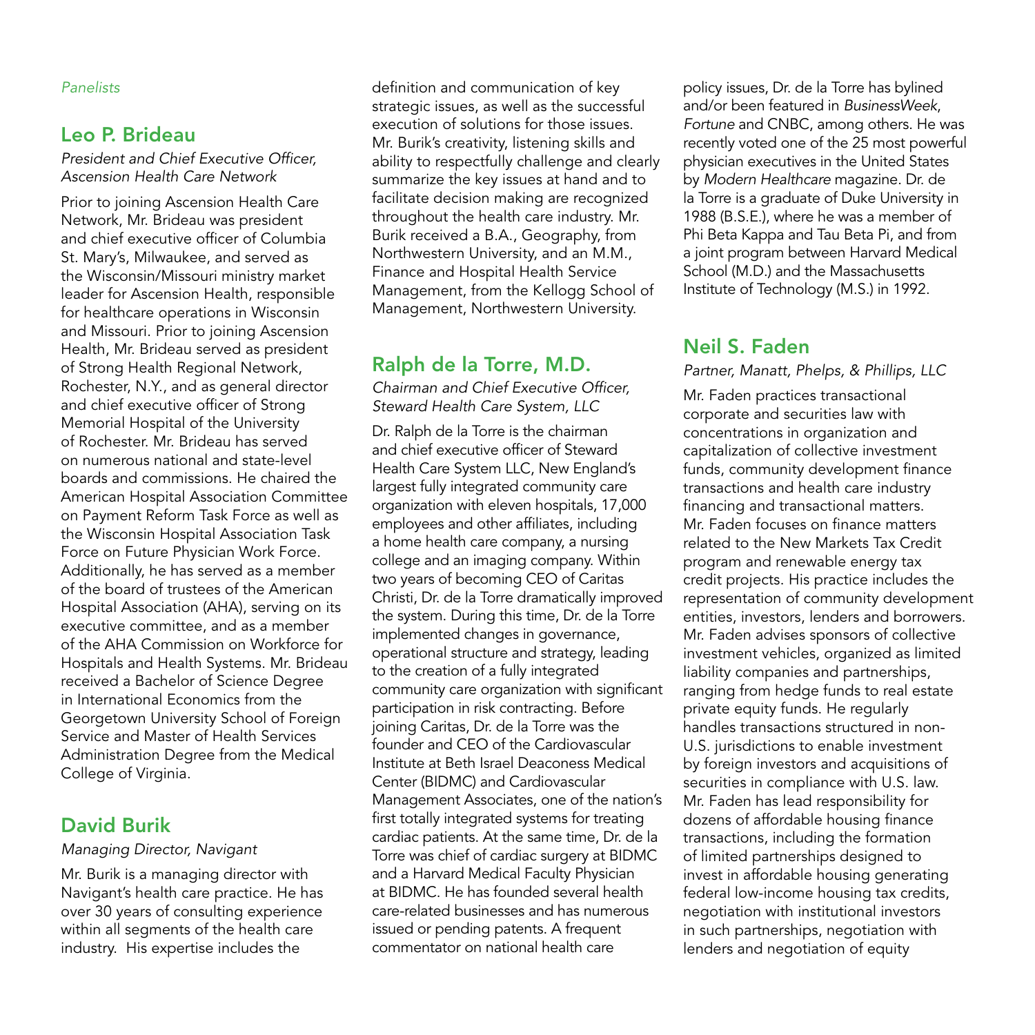*Panelists*

## Leo P. Brideau

*President and Chief Executive Officer, Ascension Health Care Network*

Prior to joining Ascension Health Care Network, Mr. Brideau was president and chief executive officer of Columbia St. Mary's, Milwaukee, and served as the Wisconsin/Missouri ministry market leader for Ascension Health, responsible for healthcare operations in Wisconsin and Missouri. Prior to joining Ascension Health, Mr. Brideau served as president of Strong Health Regional Network, Rochester, N.Y., and as general director and chief executive officer of Strong Memorial Hospital of the University of Rochester. Mr. Brideau has served on numerous national and state-level boards and commissions. He chaired the American Hospital Association Committee on Payment Reform Task Force as well as the Wisconsin Hospital Association Task Force on Future Physician Work Force. Additionally, he has served as a member of the board of trustees of the American Hospital Association (AHA), serving on its executive committee, and as a member of the AHA Commission on Workforce for Hospitals and Health Systems. Mr. Brideau received a Bachelor of Science Degree in International Economics from the Georgetown University School of Foreign Service and Master of Health Services Administration Degree from the Medical College of Virginia.

## David Burik

*Managing Director, Navigant*

Mr. Burik is a managing director with Navigant's health care practice. He has over 30 years of consulting experience within all segments of the health care industry. His expertise includes the definition and communication of key strategic issues, as well as the successful execution of solutions for those issues. Mr. Burik's creativity, listening skills and ability to respectfully challenge and clearly summarize the key issues at hand and to facilitate decision making are recognized throughout the health care industry. Mr. Burik received a B.A., Geography, from Northwestern University, and an M.M., Finance and Hospital Health Service Management, from the Kellogg School of Management, Northwestern University.

## Ralph de la Torre, M.D.

*Chairman and Chief Executive Officer, Steward Health Care System, LLC*

Dr. Ralph de la Torre is the chairman and chief executive officer of Steward Health Care System LLC, New England's largest fully integrated community care organization with eleven hospitals, 17,000 employees and other affiliates, including a home health care company, a nursing college and an imaging company. Within two years of becoming CEO of Caritas Christi, Dr. de la Torre dramatically improved the system. During this time, Dr. de la Torre implemented changes in governance, operational structure and strategy, leading to the creation of a fully integrated community care organization with significant participation in risk contracting. Before joining Caritas, Dr. de la Torre was the founder and CEO of the Cardiovascular Institute at Beth Israel Deaconess Medical Center (BIDMC) and Cardiovascular Management Associates, one of the nation's first totally integrated systems for treating cardiac patients. At the same time, Dr. de la Torre was chief of cardiac surgery at BIDMC and a Harvard Medical Faculty Physician at BIDMC. He has founded several health care-related businesses and has numerous issued or pending patents. A frequent commentator on national health care policy issues, Dr. de la Torre has bylined and/or been featured in *BusinessWeek*, *Fortune* and CNBC, among others. He was recently voted one of the 25 most powerful physician executives in the United States by *Modern Healthcare* magazine. Dr. de la Torre is a graduate of Duke University in 1988 (B.S.E.), where he was a member of Phi Beta Kappa and Tau Beta Pi, and from a joint program between Harvard Medical School (M.D.) and the Massachusetts Institute of Technology (M.S.) in 1992.

## Neil S. Faden

*Partner, Manatt, Phelps, & Phillips, LLC*

Mr. Faden practices transactional corporate and securities law with concentrations in organization and capitalization of collective investment funds, community development finance transactions and health care industry financing and transactional matters. Mr. Faden focuses on finance matters related to the New Markets Tax Credit program and renewable energy tax credit projects. His practice includes the representation of community development entities, investors, lenders and borrowers. Mr. Faden advises sponsors of collective investment vehicles, organized as limited liability companies and partnerships, ranging from hedge funds to real estate private equity funds. He regularly handles transactions structured in non-U.S. jurisdictions to enable investment by foreign investors and acquisitions of securities in compliance with U.S. law. Mr. Faden has lead responsibility for dozens of affordable housing finance transactions, including the formation of limited partnerships designed to invest in affordable housing generating federal low-income housing tax credits, negotiation with institutional investors in such partnerships, negotiation with lenders and negotiation of equity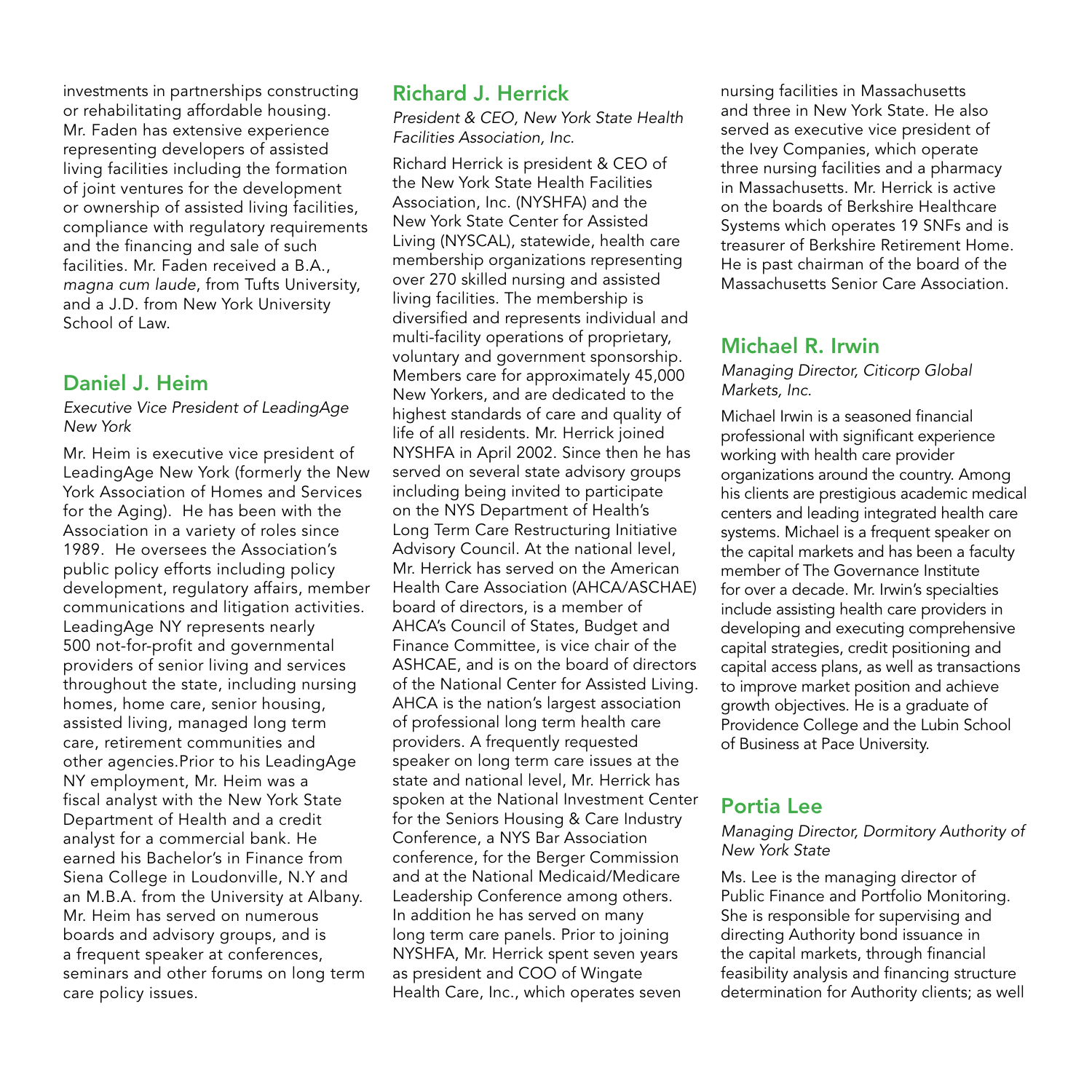investments in partnerships constructing or rehabilitating affordable housing. Mr. Faden has extensive experience representing developers of assisted living facilities including the formation of joint ventures for the development or ownership of assisted living facilities, compliance with regulatory requirements and the financing and sale of such facilities. Mr. Faden received a B.A., *magna cum laude*, from Tufts University, and a J.D. from New York University School of Law.

## Daniel J. Heim

*Executive Vice President of LeadingAge New York*

Mr. Heim is executive vice president of LeadingAge New York (formerly the New York Association of Homes and Services for the Aging). He has been with the Association in a variety of roles since 1989. He oversees the Association's public policy efforts including policy development, regulatory affairs, member communications and litigation activities. LeadingAge NY represents nearly 500 not-for-profit and governmental providers of senior living and services throughout the state, including nursing homes, home care, senior housing, assisted living, managed long term care, retirement communities and other agencies.Prior to his LeadingAge NY employment, Mr. Heim was a fiscal analyst with the New York State Department of Health and a credit analyst for a commercial bank. He earned his Bachelor's in Finance from Siena College in Loudonville, N.Y and an M.B.A. from the University at Albany. Mr. Heim has served on numerous boards and advisory groups, and is a frequent speaker at conferences, seminars and other forums on long term care policy issues.

## Richard J. Herrick

*President & CEO, New York State Health Facilities Association, Inc.*

Richard Herrick is president & CEO of the New York State Health Facilities Association, Inc. (NYSHFA) and the New York State Center for Assisted Living (NYSCAL), statewide, health care membership organizations representing over 270 skilled nursing and assisted living facilities. The membership is diversified and represents individual and multi-facility operations of proprietary, voluntary and government sponsorship. Members care for approximately 45,000 New Yorkers, and are dedicated to the highest standards of care and quality of life of all residents. Mr. Herrick joined NYSHFA in April 2002. Since then he has served on several state advisory groups including being invited to participate on the NYS Department of Health's Long Term Care Restructuring Initiative Advisory Council. At the national level, Mr. Herrick has served on the American Health Care Association (AHCA/ASCHAE) board of directors, is a member of AHCA's Council of States, Budget and Finance Committee, is vice chair of the ASHCAE, and is on the board of directors of the National Center for Assisted Living. AHCA is the nation's largest association of professional long term health care providers. A frequently requested speaker on long term care issues at the state and national level, Mr. Herrick has spoken at the National Investment Center for the Seniors Housing & Care Industry Conference, a NYS Bar Association conference, for the Berger Commission and at the National Medicaid/Medicare Leadership Conference among others. In addition he has served on many long term care panels. Prior to joining NYSHFA, Mr. Herrick spent seven years as president and COO of Wingate Health Care, Inc., which operates seven nursing facilities in Massachusetts and three in New York State. He also served as executive vice president of the Ivey Companies, which operate three nursing facilities and a pharmacy in Massachusetts. Mr. Herrick is active on the boards of Berkshire Healthcare Systems which operates 19 SNFs and is treasurer of Berkshire Retirement Home. He is past chairman of the board of the Massachusetts Senior Care Association.

## Michael R. Irwin

*Managing Director, Citicorp Global Markets, Inc.*

Michael Irwin is a seasoned financial professional with significant experience working with health care provider organizations around the country. Among his clients are prestigious academic medical centers and leading integrated health care systems. Michael is a frequent speaker on the capital markets and has been a faculty member of The Governance Institute for over a decade. Mr. Irwin's specialties include assisting health care providers in developing and executing comprehensive capital strategies, credit positioning and capital access plans, as well as transactions to improve market position and achieve growth objectives. He is a graduate of Providence College and the Lubin School of Business at Pace University.

## Portia Lee

*Managing Director, Dormitory Authority of New York State*

Ms. Lee is the managing director of Public Finance and Portfolio Monitoring. She is responsible for supervising and directing Authority bond issuance in the capital markets, through financial feasibility analysis and financing structure determination for Authority clients; as well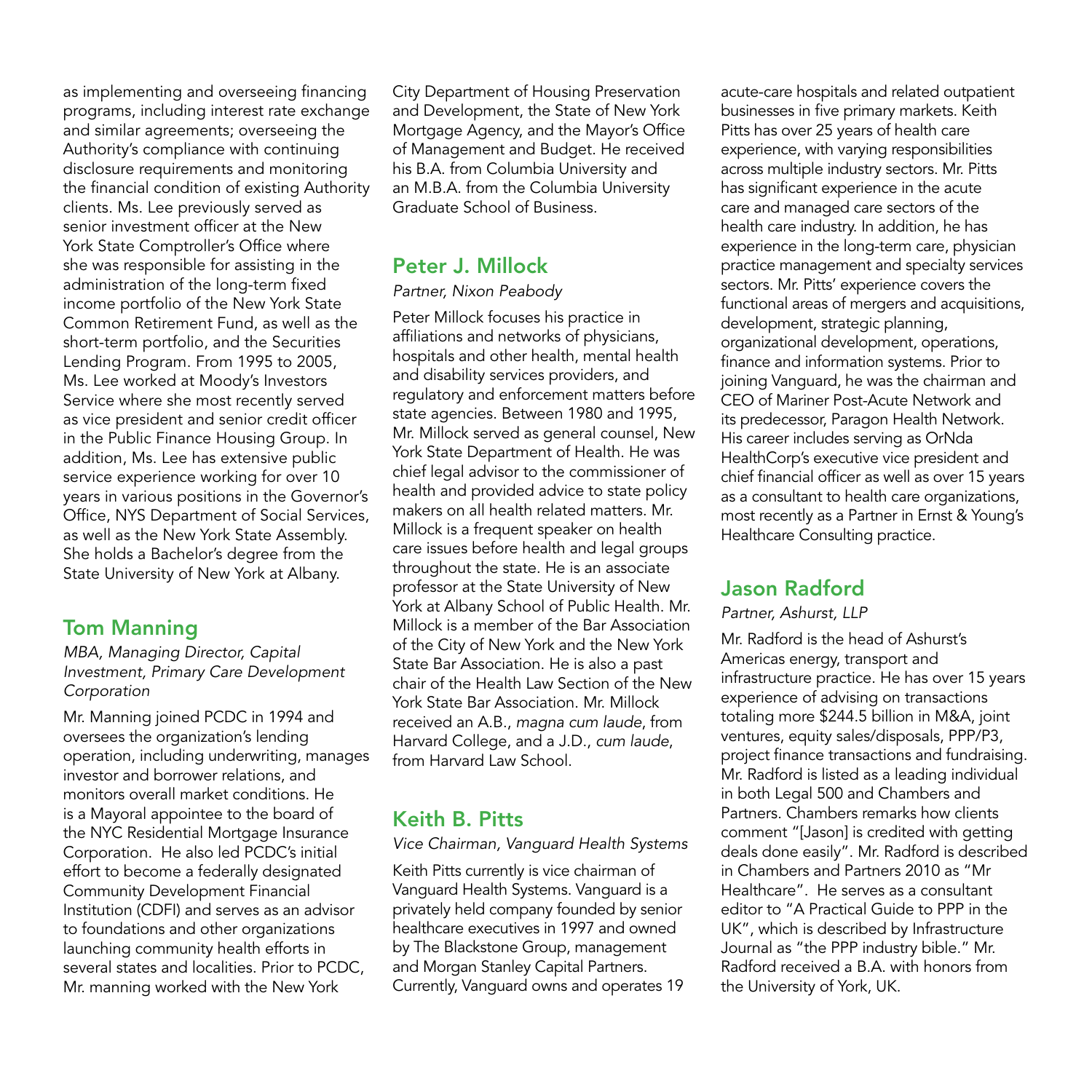as implementing and overseeing financing programs, including interest rate exchange and similar agreements; overseeing the Authority's compliance with continuing disclosure requirements and monitoring the financial condition of existing Authority clients. Ms. Lee previously served as senior investment officer at the New York State Comptroller's Office where she was responsible for assisting in the administration of the long-term fixed income portfolio of the New York State Common Retirement Fund, as well as the short-term portfolio, and the Securities Lending Program. From 1995 to 2005, Ms. Lee worked at Moody's Investors Service where she most recently served as vice president and senior credit officer in the Public Finance Housing Group. In addition, Ms. Lee has extensive public service experience working for over 10 years in various positions in the Governor's Office, NYS Department of Social Services, as well as the New York State Assembly. She holds a Bachelor's degree from the State University of New York at Albany.

## Tom Manning

*MBA, Managing Director, Capital Investment, Primary Care Development Corporation*

Mr. Manning joined PCDC in 1994 and oversees the organization's lending operation, including underwriting, manages investor and borrower relations, and monitors overall market conditions. He is a Mayoral appointee to the board of the NYC Residential Mortgage Insurance Corporation. He also led PCDC's initial effort to become a federally designated Community Development Financial Institution (CDFI) and serves as an advisor to foundations and other organizations launching community health efforts in several states and localities. Prior to PCDC, Mr. manning worked with the New York City Department of Housing Preservation and Development, the State of New York Mortgage Agency, and the Mayor's Office of Management and Budget. He received his B.A. from Columbia University and an M.B.A. from the Columbia University Graduate School of Business.

## Peter J. Millock

*Partner, Nixon Peabody*

Peter Millock focuses his practice in affiliations and networks of physicians, hospitals and other health, mental health and disability services providers, and regulatory and enforcement matters before state agencies. Between 1980 and 1995, Mr. Millock served as general counsel, New York State Department of Health. He was chief legal advisor to the commissioner of health and provided advice to state policy makers on all health related matters. Mr. Millock is a frequent speaker on health care issues before health and legal groups throughout the state. He is an associate professor at the State University of New York at Albany School of Public Health. Mr. Millock is a member of the Bar Association of the City of New York and the New York State Bar Association. He is also a past chair of the Health Law Section of the New York State Bar Association. Mr. Millock received an A.B., *magna cum laude*, from Harvard College, and a J.D., *cum laude*, from Harvard Law School.

## Keith B. Pitts

*Vice Chairman, Vanguard Health Systems*

Keith Pitts currently is vice chairman of Vanguard Health Systems. Vanguard is a privately held company founded by senior healthcare executives in 1997 and owned by The Blackstone Group, management and Morgan Stanley Capital Partners. Currently, Vanguard owns and operates 19 acute-care hospitals and related outpatient businesses in five primary markets. Keith Pitts has over 25 years of health care experience, with varying responsibilities across multiple industry sectors. Mr. Pitts has significant experience in the acute care and managed care sectors of the health care industry. In addition, he has experience in the long-term care, physician practice management and specialty services sectors. Mr. Pitts' experience covers the functional areas of mergers and acquisitions, development, strategic planning, organizational development, operations, finance and information systems. Prior to joining Vanguard, he was the chairman and CEO of Mariner Post-Acute Network and its predecessor, Paragon Health Network. His career includes serving as OrNda HealthCorp's executive vice president and chief financial officer as well as over 15 years as a consultant to health care organizations, most recently as a Partner in Ernst & Young's Healthcare Consulting practice.

## Jason Radford

*Partner, Ashurst, LLP*

Mr. Radford is the head of Ashurst's Americas energy, transport and infrastructure practice. He has over 15 years experience of advising on transactions totaling more $244.5 billion in M&A, joint ventures, equity sales/disposals, PPP/P3, project finance transactions and fundraising. Mr. Radford is listed as a leading individual in both Legal 500 and Chambers and Partners. Chambers remarks how clients comment "[Jason] is credited with getting deals done easily". Mr. Radford is described in Chambers and Partners 2010 as "Mr Healthcare". He serves as a consultant editor to "A Practical Guide to PPP in the UK", which is described by Infrastructure Journal as "the PPP industry bible." Mr. Radford received a B.A. with honors from the University of York, UK.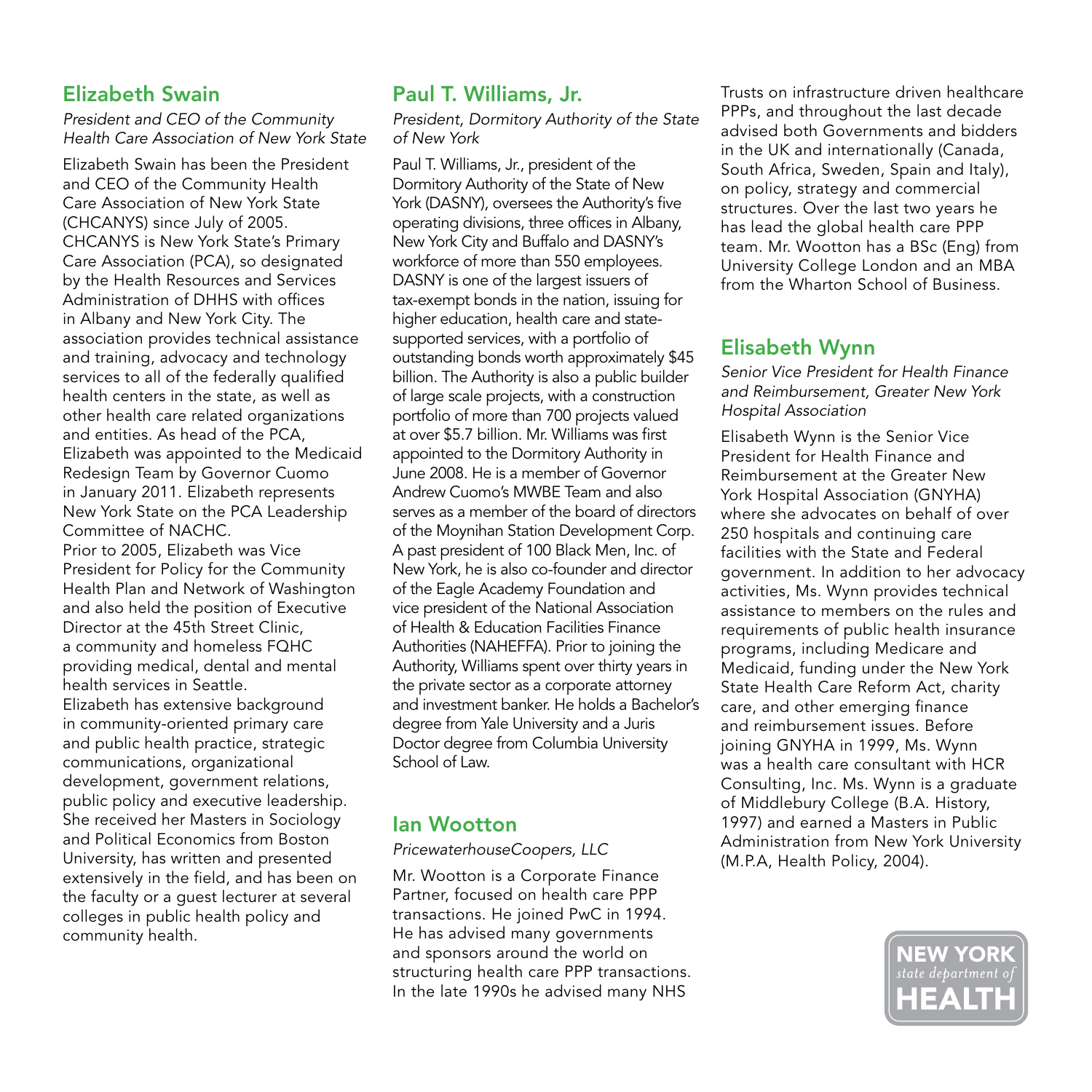## Elizabeth Swain

*President and CEO of the Community Health Care Association of New York State*

Elizabeth Swain has been the President and CEO of the Community Health Care Association of New York State (CHCANYS) since July of 2005. CHCANYS is New York State's Primary Care Association (PCA), so designated by the Health Resources and Services Administration of DHHS with offices in Albany and New York City. The association provides technical assistance and training, advocacy and technology services to all of the federally qualified health centers in the state, as well as other health care related organizations and entities. As head of the PCA, Elizabeth was appointed to the Medicaid Redesign Team by Governor Cuomo in January 2011. Elizabeth represents New York State on the PCA Leadership Committee of NACHC.

Prior to 2005, Elizabeth was Vice President for Policy for the Community Health Plan and Network of Washington and also held the position of Executive Director at the 45th Street Clinic, a community and homeless FQHC providing medical, dental and mental health services in Seattle.

Elizabeth has extensive background in community-oriented primary care and public health practice, strategic communications, organizational development, government relations, public policy and executive leadership. She received her Masters in Sociology and Political Economics from Boston University, has written and presented extensively in the field, and has been on the faculty or a guest lecturer at several colleges in public health policy and community health.

## Paul T. Williams, Jr.

*President, Dormitory Authority of the State of New York*

Paul T. Williams, Jr., president of the Dormitory Authority of the State of New York (DASNY), oversees the Authority's five operating divisions, three offices in Albany, New York City and Buffalo and DASNY's workforce of more than 550 employees. DASNY is one of the largest issuers of tax-exempt bonds in the nation, issuing for higher education, health care and state-supported services, with a portfolio of outstanding bonds worth approximately $45 billion. The Authority is also a public builder of large scale projects, with a construction portfolio of more than 700 projects valued at over $5.7 billion. Mr. Williams was first appointed to the Dormitory Authority in June 2008. He is a member of Governor Andrew Cuomo's MWBE Team and also serves as a member of the board of directors of the Moynihan Station Development Corp. A past president of 100 Black Men, Inc. of New York, he is also co-founder and director of the Eagle Academy Foundation and vice president of the National Association of Health & Education Facilities Finance Authorities (NAHEFFA). Prior to joining the Authority, Williams spent over thirty years in the private sector as a corporate attorney and investment banker. He holds a Bachelor's degree from Yale University and a Juris Doctor degree from Columbia University School of Law.

## Ian Wootton

*PricewaterhouseCoopers, LLC*

Mr. Wootton is a Corporate Finance Partner, focused on health care PPP transactions. He joined PwC in 1994. He has advised many governments and sponsors around the world on structuring health care PPP transactions. In the late 1990s he advised many NHS Trusts on infrastructure driven healthcare PPPs, and throughout the last decade advised both Governments and bidders in the UK and internationally (Canada, South Africa, Sweden, Spain and Italy), on policy, strategy and commercial structures. Over the last two years he has lead the global health care PPP team. Mr. Wootton has a BSc (Eng) from University College London and an MBA from the Wharton School of Business.

## Elisabeth Wynn

*Senior Vice President for Health Finance and Reimbursement, Greater New York Hospital Association*

Elisabeth Wynn is the Senior Vice President for Health Finance and Reimbursement at the Greater New York Hospital Association (GNYHA) where she advocates on behalf of over 250 hospitals and continuing care facilities with the State and Federal government. In addition to her advocacy activities, Ms. Wynn provides technical assistance to members on the rules and requirements of public health insurance programs, including Medicare and Medicaid, funding under the New York State Health Care Reform Act, charity care, and other emerging finance and reimbursement issues. Before joining GNYHA in 1999, Ms. Wynn was a health care consultant with HCR Consulting, Inc. Ms. Wynn is a graduate of Middlebury College (B.A. History, 1997) and earned a Masters in Public Administration from New York University (M.P.A, Health Policy, 2004).

NEW YORK state department of HEALTH